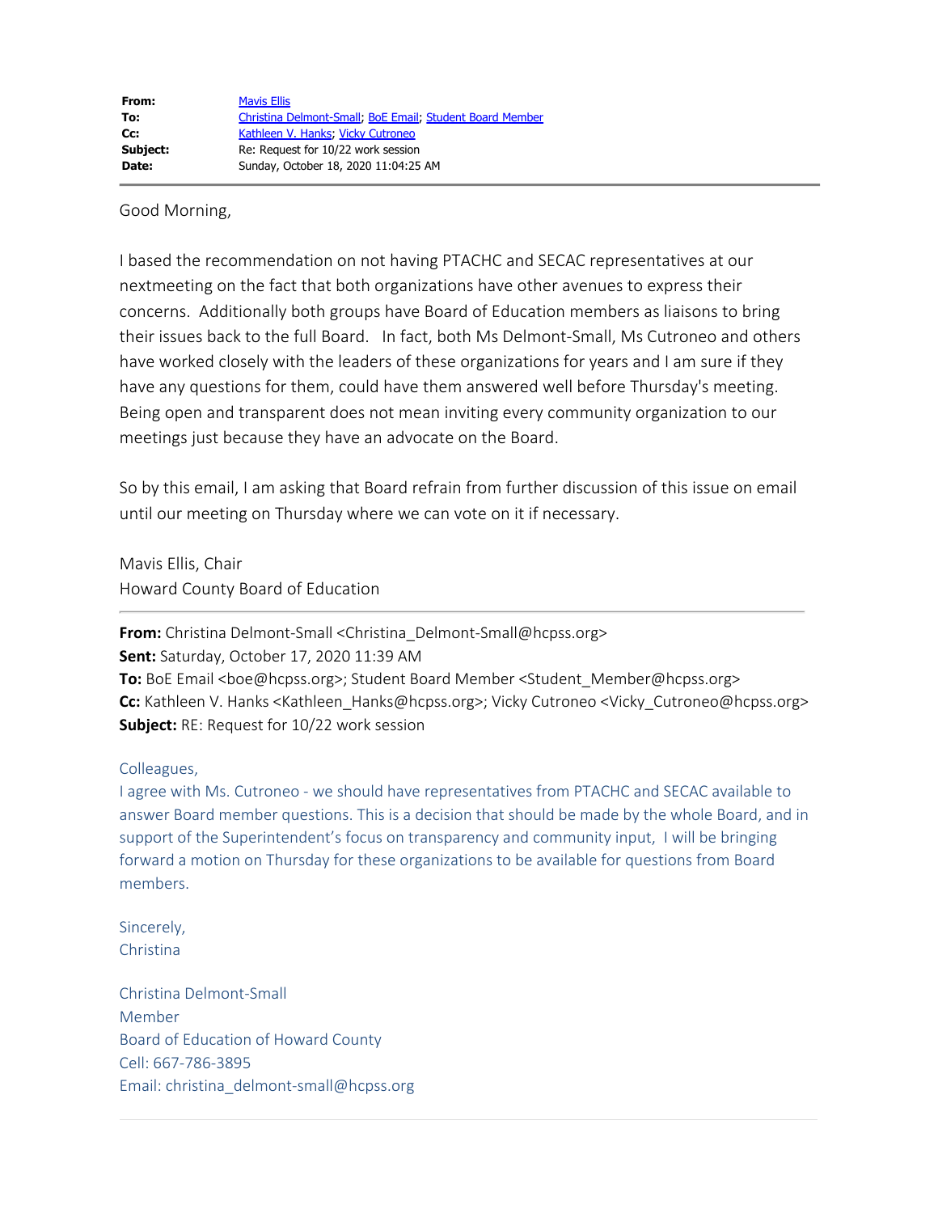| | |
|---|---|
| **From:** | Mavis Ellis |
| **To:** | Christina Delmont-Small; BoE Email; Student Board Member |
| **Cc:** | Kathleen V. Hanks; Vicky Cutroneo |
| **Subject:** | Re: Request for 10/22 work session |
| **Date:** | Sunday, October 18, 2020 11:04:25 AM |

---

Good Morning,

I based the recommendation on not having PTACHC and SECAC representatives at our nextmeeting on the fact that both organizations have other avenues to express their concerns. Additionally both groups have Board of Education members as liaisons to bring their issues back to the full Board. In fact, both Ms Delmont-Small, Ms Cutroneo and others have worked closely with the leaders of these organizations for years and I am sure if they have any questions for them, could have them answered well before Thursday's meeting. Being open and transparent does not mean inviting every community organization to our meetings just because they have an advocate on the Board.

So by this email, I am asking that Board refrain from further discussion of this issue on email until our meeting on Thursday where we can vote on it if necessary.

Mavis Ellis, Chair
Howard County Board of Education

---

**From:** Christina Delmont-Small <Christina_Delmont-Small@hcpss.org>
**Sent:** Saturday, October 17, 2020 11:39 AM
**To:** BoE Email <boe@hcpss.org>; Student Board Member <Student_Member@hcpss.org>
**Cc:** Kathleen V. Hanks <Kathleen_Hanks@hcpss.org>; Vicky Cutroneo <Vicky_Cutroneo@hcpss.org>
**Subject:** RE: Request for 10/22 work session

Colleagues,
I agree with Ms. Cutroneo - we should have representatives from PTACHC and SECAC available to answer Board member questions. This is a decision that should be made by the whole Board, and in support of the Superintendent's focus on transparency and community input, I will be bringing forward a motion on Thursday for these organizations to be available for questions from Board members.

Sincerely,
Christina

Christina Delmont-Small
Member
Board of Education of Howard County
Cell: 667-786-3895
Email: christina_delmont-small@hcpss.org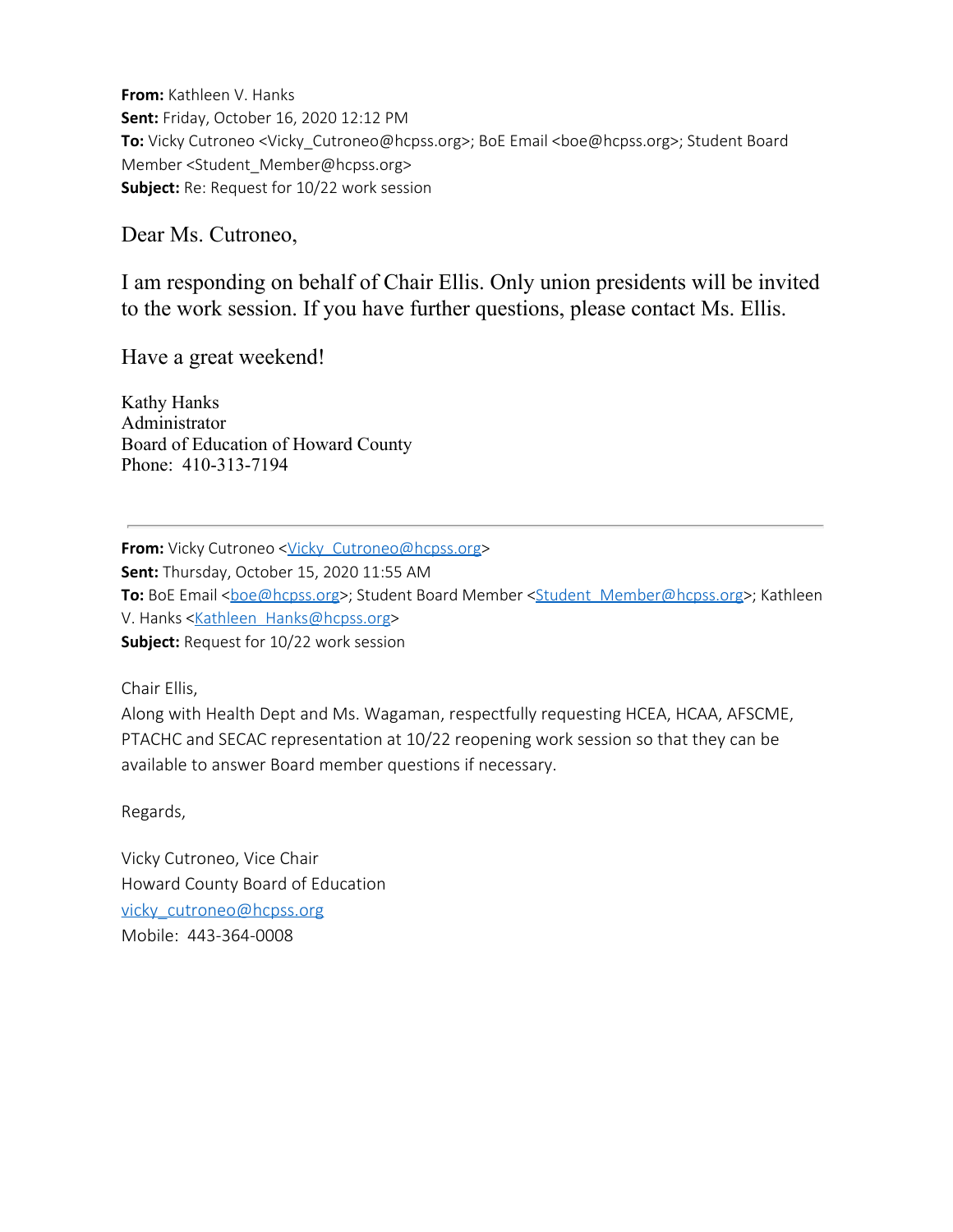**From:** Kathleen V. Hanks
**Sent:** Friday, October 16, 2020 12:12 PM
**To:** Vicky Cutroneo <Vicky_Cutroneo@hcpss.org>; BoE Email <boe@hcpss.org>; Student Board Member <Student_Member@hcpss.org>
**Subject:** Re: Request for 10/22 work session

Dear Ms. Cutroneo,

I am responding on behalf of Chair Ellis. Only union presidents will be invited to the work session. If you have further questions, please contact Ms. Ellis.

Have a great weekend!

Kathy Hanks
Administrator
Board of Education of Howard County
Phone: 410-313-7194

---

**From:** Vicky Cutroneo <Vicky_Cutroneo@hcpss.org>
**Sent:** Thursday, October 15, 2020 11:55 AM
**To:** BoE Email <boe@hcpss.org>; Student Board Member <Student_Member@hcpss.org>; Kathleen V. Hanks <Kathleen_Hanks@hcpss.org>
**Subject:** Request for 10/22 work session

Chair Ellis,
Along with Health Dept and Ms. Wagaman, respectfully requesting HCEA, HCAA, AFSCME, PTACHC and SECAC representation at 10/22 reopening work session so that they can be available to answer Board member questions if necessary.

Regards,

Vicky Cutroneo, Vice Chair
Howard County Board of Education
vicky_cutroneo@hcpss.org
Mobile: 443-364-0008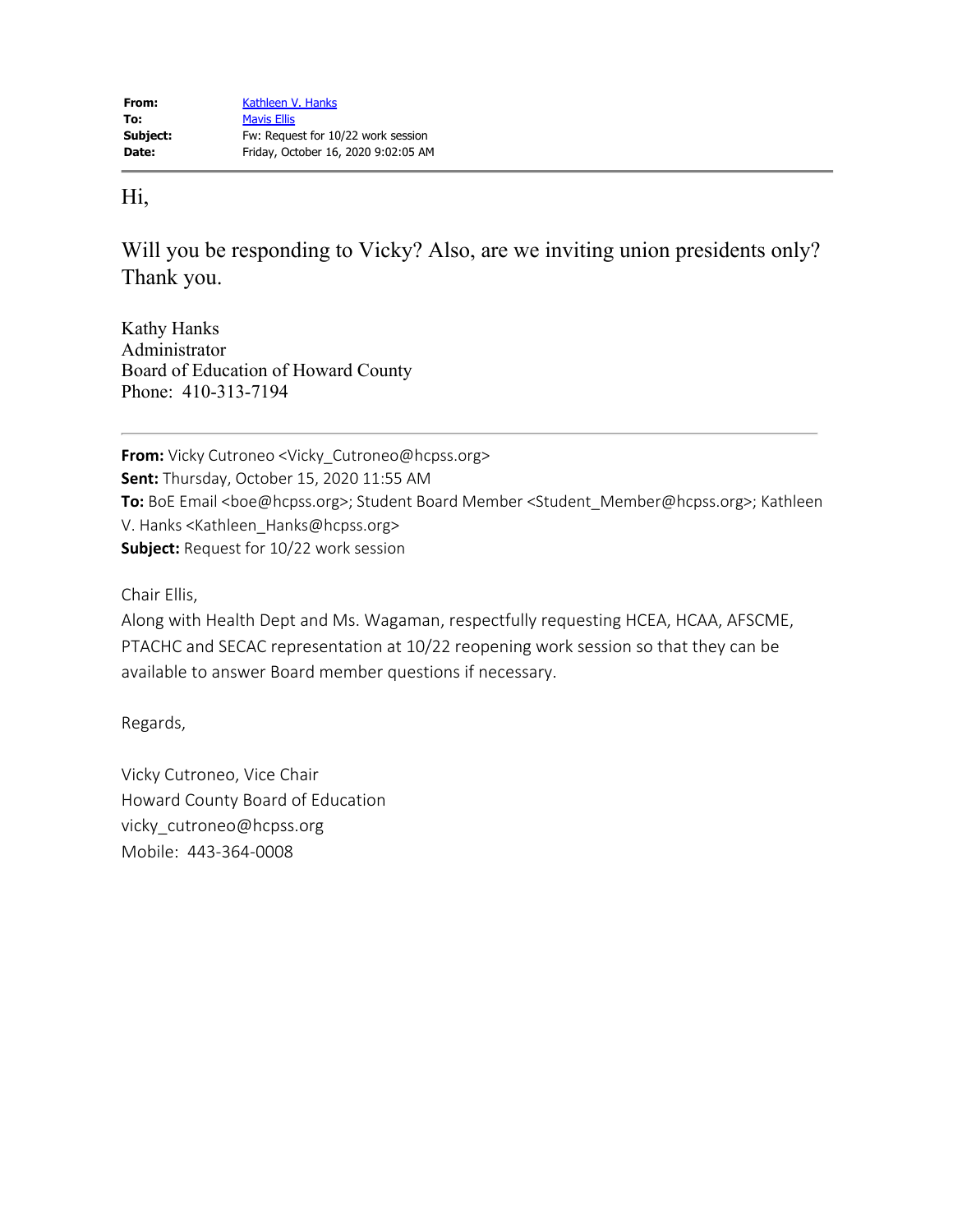| | |
|---|---|
| **From:** | Kathleen V. Hanks |
| **To:** | Mavis Ellis |
| **Subject:** | Fw: Request for 10/22 work session |
| **Date:** | Friday, October 16, 2020 9:02:05 AM |

---

Hi,

Will you be responding to Vicky? Also, are we inviting union presidents only? Thank you.

Kathy Hanks
Administrator
Board of Education of Howard County
Phone: 410-313-7194

---

**From:** Vicky Cutroneo <Vicky_Cutroneo@hcpss.org>
**Sent:** Thursday, October 15, 2020 11:55 AM
**To:** BoE Email <boe@hcpss.org>; Student Board Member <Student_Member@hcpss.org>; Kathleen V. Hanks <Kathleen_Hanks@hcpss.org>
**Subject:** Request for 10/22 work session

Chair Ellis,
Along with Health Dept and Ms. Wagaman, respectfully requesting HCEA, HCAA, AFSCME, PTACHC and SECAC representation at 10/22 reopening work session so that they can be available to answer Board member questions if necessary.

Regards,

Vicky Cutroneo, Vice Chair
Howard County Board of Education
vicky_cutroneo@hcpss.org
Mobile: 443-364-0008